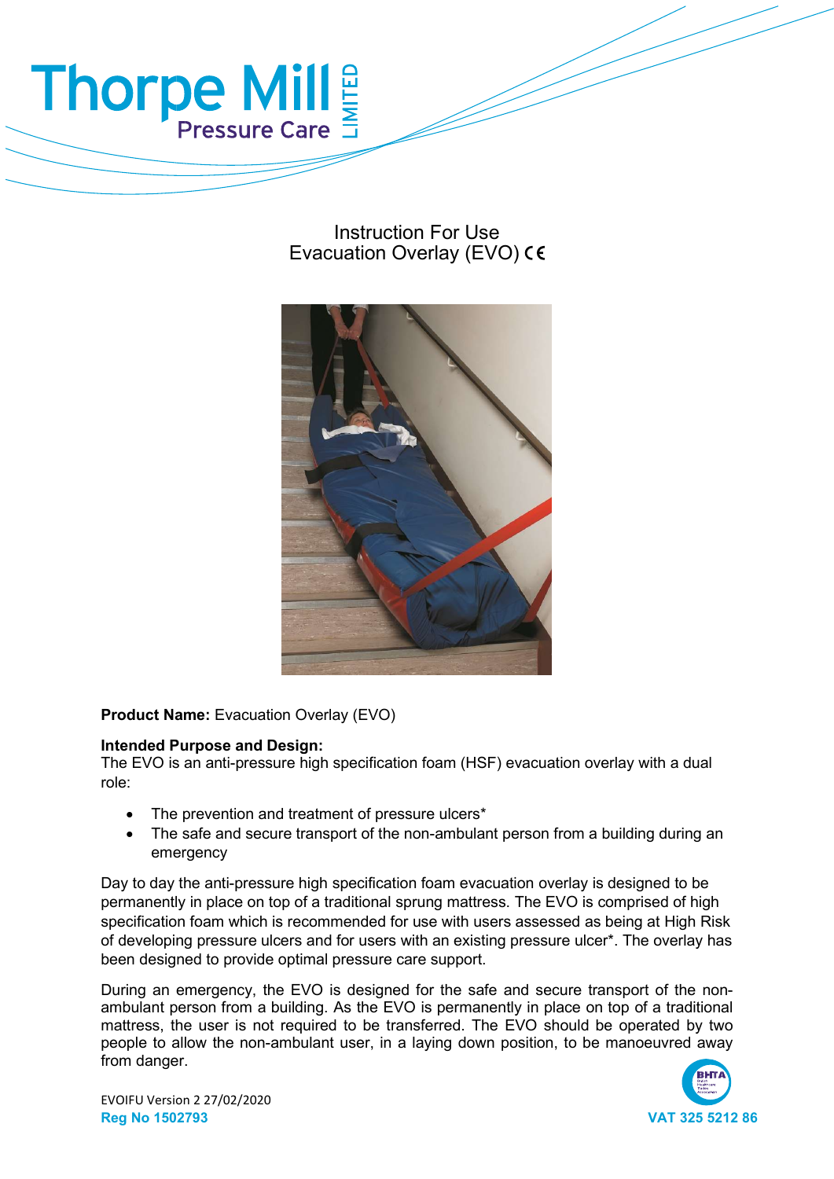# Instruction For Use
## Evacuation Overlay (EVO) CE

**Product Name:** Evacuation Overlay (EVO)

**Intended Purpose and Design:**
The EVO is an anti-pressure high specification foam (HSF) evacuation overlay with a dual role:

- The prevention and treatment of pressure ulcers*
- The safe and secure transport of the non-ambulant person from a building during an emergency

Day to day the anti-pressure high specification foam evacuation overlay is designed to be permanently in place on top of a traditional sprung mattress. The EVO is comprised of high specification foam which is recommended for use with users assessed as being at High Risk of developing pressure ulcers and for users with an existing pressure ulcer*. The overlay has been designed to provide optimal pressure care support.

During an emergency, the EVO is designed for the safe and secure transport of the non-ambulant person from a building. As the EVO is permanently in place on top of a traditional mattress, the user is not required to be transferred. The EVO should be operated by two people to allow the non-ambulant user, in a laying down position, to be manoeuvred away from danger.

EVOIFU Version 2 27/02/2020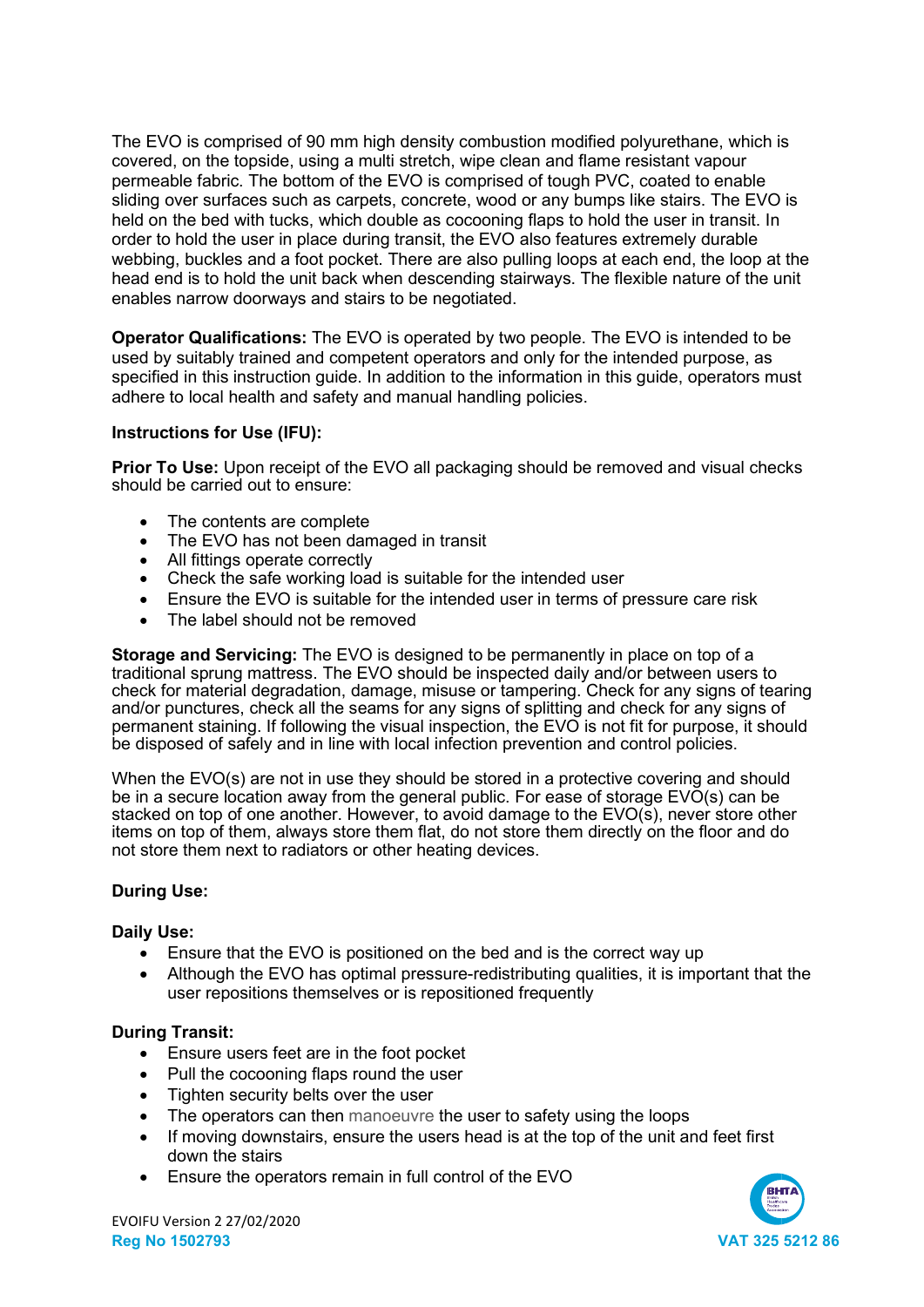The EVO is comprised of 90 mm high density combustion modified polyurethane, which is covered, on the topside, using a multi stretch, wipe clean and flame resistant vapour permeable fabric. The bottom of the EVO is comprised of tough PVC, coated to enable sliding over surfaces such as carpets, concrete, wood or any bumps like stairs. The EVO is held on the bed with tucks, which double as cocooning flaps to hold the user in transit. In order to hold the user in place during transit, the EVO also features extremely durable webbing, buckles and a foot pocket. There are also pulling loops at each end, the loop at the head end is to hold the unit back when descending stairways. The flexible nature of the unit enables narrow doorways and stairs to be negotiated.

**Operator Qualifications:** The EVO is operated by two people. The EVO is intended to be used by suitably trained and competent operators and only for the intended purpose, as specified in this instruction guide. In addition to the information in this guide, operators must adhere to local health and safety and manual handling policies.

**Instructions for Use (IFU):**

**Prior To Use:** Upon receipt of the EVO all packaging should be removed and visual checks should be carried out to ensure:

- The contents are complete
- The EVO has not been damaged in transit
- All fittings operate correctly
- Check the safe working load is suitable for the intended user
- Ensure the EVO is suitable for the intended user in terms of pressure care risk
- The label should not be removed

**Storage and Servicing:** The EVO is designed to be permanently in place on top of a traditional sprung mattress. The EVO should be inspected daily and/or between users to check for material degradation, damage, misuse or tampering. Check for any signs of tearing and/or punctures, check all the seams for any signs of splitting and check for any signs of permanent staining. If following the visual inspection, the EVO is not fit for purpose, it should be disposed of safely and in line with local infection prevention and control policies.

When the EVO(s) are not in use they should be stored in a protective covering and should be in a secure location away from the general public. For ease of storage EVO(s) can be stacked on top of one another. However, to avoid damage to the EVO(s), never store other items on top of them, always store them flat, do not store them directly on the floor and do not store them next to radiators or other heating devices.

**During Use:**

**Daily Use:**

- Ensure that the EVO is positioned on the bed and is the correct way up
- Although the EVO has optimal pressure-redistributing qualities, it is important that the user repositions themselves or is repositioned frequently

**During Transit:**

- Ensure users feet are in the foot pocket
- Pull the cocooning flaps round the user
- Tighten security belts over the user
- The operators can then manoeuvre the user to safety using the loops
- If moving downstairs, ensure the users head is at the top of the unit and feet first down the stairs
- Ensure the operators remain in full control of the EVO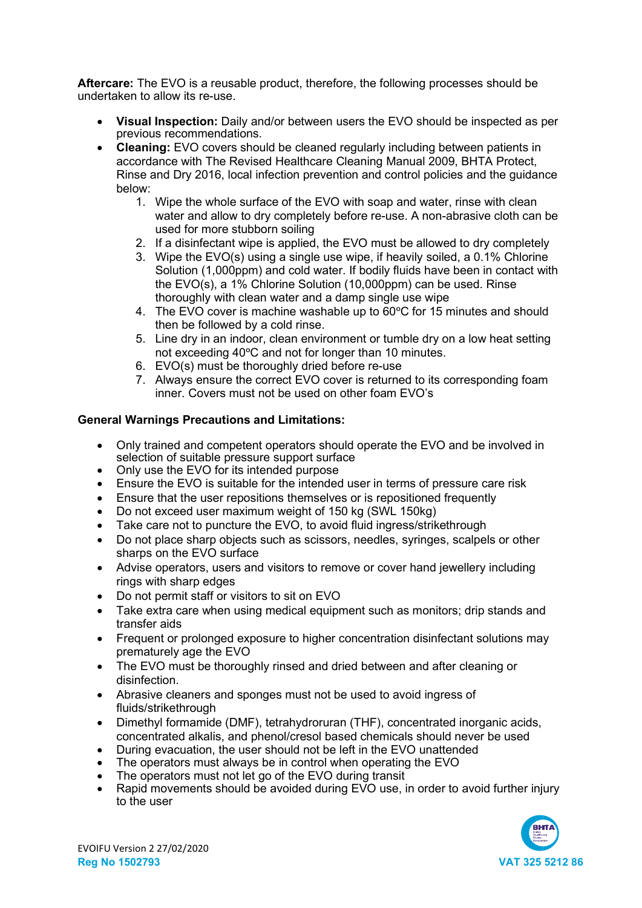**Aftercare:** The EVO is a reusable product, therefore, the following processes should be undertaken to allow its re-use.

- **Visual Inspection:** Daily and/or between users the EVO should be inspected as per previous recommendations.
- **Cleaning:** EVO covers should be cleaned regularly including between patients in accordance with The Revised Healthcare Cleaning Manual 2009, BHTA Protect, Rinse and Dry 2016, local infection prevention and control policies and the guidance below:
    1. Wipe the whole surface of the EVO with soap and water, rinse with clean water and allow to dry completely before re-use. A non-abrasive cloth can be used for more stubborn soiling
    2. If a disinfectant wipe is applied, the EVO must be allowed to dry completely
    3. Wipe the EVO(s) using a single use wipe, if heavily soiled, a 0.1% Chlorine Solution (1,000ppm) and cold water. If bodily fluids have been in contact with the EVO(s), a 1% Chlorine Solution (10,000ppm) can be used. Rinse thoroughly with clean water and a damp single use wipe
    4. The EVO cover is machine washable up to 60ºC for 15 minutes and should then be followed by a cold rinse.
    5. Line dry in an indoor, clean environment or tumble dry on a low heat setting not exceeding 40ºC and not for longer than 10 minutes.
    6. EVO(s) must be thoroughly dried before re-use
    7. Always ensure the correct EVO cover is returned to its corresponding foam inner. Covers must not be used on other foam EVO's

**General Warnings Precautions and Limitations:**

- Only trained and competent operators should operate the EVO and be involved in selection of suitable pressure support surface
- Only use the EVO for its intended purpose
- Ensure the EVO is suitable for the intended user in terms of pressure care risk
- Ensure that the user repositions themselves or is repositioned frequently
- Do not exceed user maximum weight of 150 kg (SWL 150kg)
- Take care not to puncture the EVO, to avoid fluid ingress/strikethrough
- Do not place sharp objects such as scissors, needles, syringes, scalpels or other sharps on the EVO surface
- Advise operators, users and visitors to remove or cover hand jewellery including rings with sharp edges
- Do not permit staff or visitors to sit on EVO
- Take extra care when using medical equipment such as monitors; drip stands and transfer aids
- Frequent or prolonged exposure to higher concentration disinfectant solutions may prematurely age the EVO
- The EVO must be thoroughly rinsed and dried between and after cleaning or disinfection.
- Abrasive cleaners and sponges must not be used to avoid ingress of fluids/strikethrough
- Dimethyl formamide (DMF), tetrahydroruran (THF), concentrated inorganic acids, concentrated alkalis, and phenol/cresol based chemicals should never be used
- During evacuation, the user should not be left in the EVO unattended
- The operators must always be in control when operating the EVO
- The operators must not let go of the EVO during transit
- Rapid movements should be avoided during EVO use, in order to avoid further injury to the user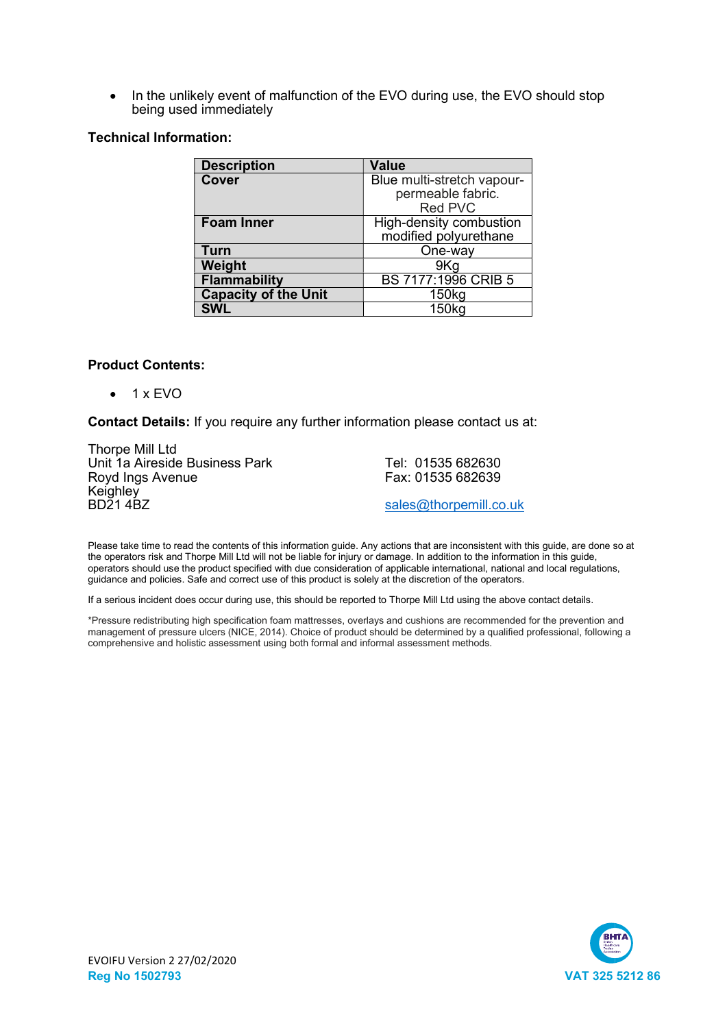- In the unlikely event of malfunction of the EVO during use, the EVO should stop being used immediately

**Technical Information:**

| Description | Value |
|---|---|
| Cover | Blue multi-stretch vapour-permeable fabric. Red PVC |
| Foam Inner | High-density combustion modified polyurethane |
| Turn | One-way |
| Weight | 9Kg |
| Flammability | BS 7177:1996 CRIB 5 |
| Capacity of the Unit | 150kg |
| SWL | 150kg |

**Product Contents:**

- 1 x EVO

**Contact Details:** If you require any further information please contact us at:

Thorpe Mill Ltd
Unit 1a Aireside Business Park
Royd Ings Avenue
Keighley
BD21 4BZ

Tel: 01535 682630
Fax: 01535 682639

sales@thorpemill.co.uk

Please take time to read the contents of this information guide. Any actions that are inconsistent with this guide, are done so at the operators risk and Thorpe Mill Ltd will not be liable for injury or damage. In addition to the information in this guide, operators should use the product specified with due consideration of applicable international, national and local regulations, guidance and policies. Safe and correct use of this product is solely at the discretion of the operators.

If a serious incident does occur during use, this should be reported to Thorpe Mill Ltd using the above contact details.

*Pressure redistributing high specification foam mattresses, overlays and cushions are recommended for the prevention and management of pressure ulcers (NICE, 2014). Choice of product should be determined by a qualified professional, following a comprehensive and holistic assessment using both formal and informal assessment methods.

EVOIFU Version 2 27/02/2020
Reg No 1502793
VAT 325 5212 86